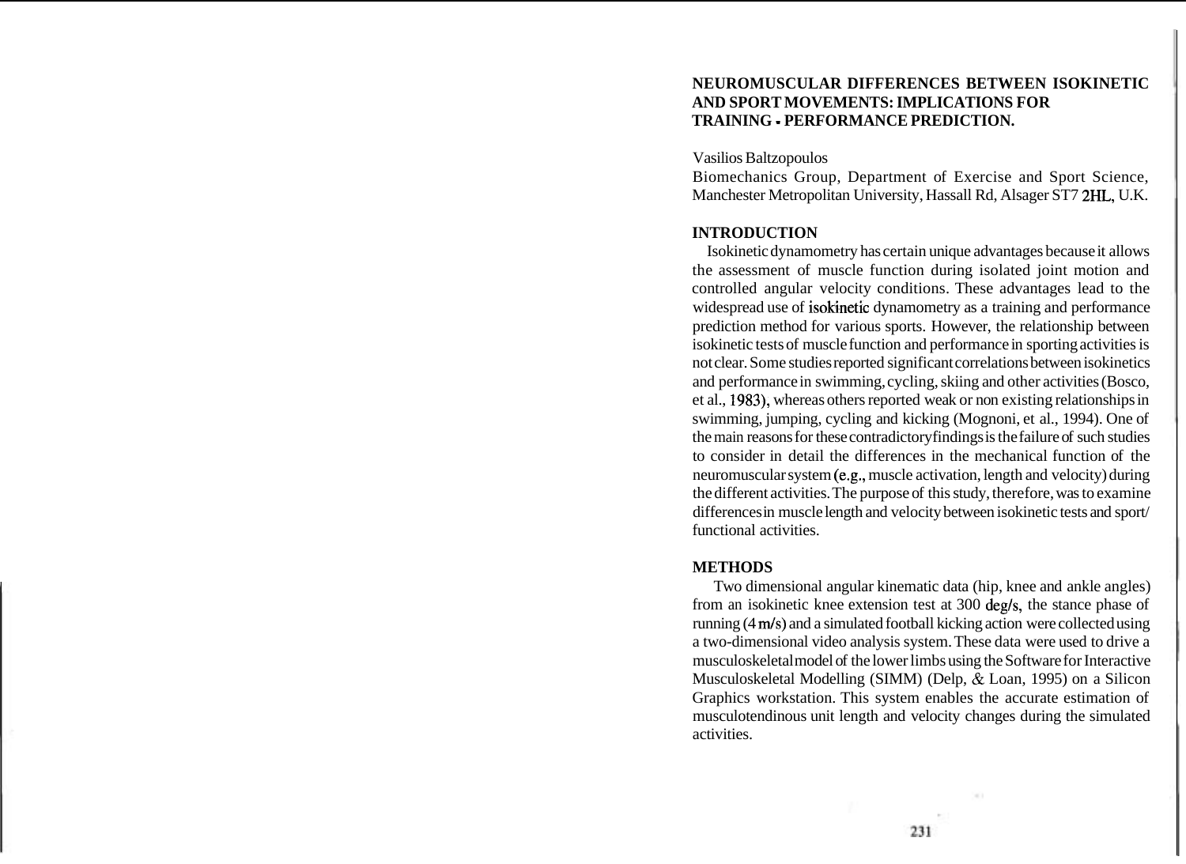# NEUROMUSCULAR DIFFERENCES BETWEEN ISOKINETIC AND SPORT MOVEMENTS: IMPLICATIONS FOR TRAINING - PERFORMANCE PREDICTION.

Vasilios Baltzopoulos
Biomechanics Group, Department of Exercise and Sport Science, Manchester Metropolitan University, Hassall Rd, Alsager ST7 2HL, U.K.

## INTRODUCTION

Isokinetic dynamometry has certain unique advantages because it allows the assessment of muscle function during isolated joint motion and controlled angular velocity conditions. These advantages lead to the widespread use of isokinetic dynamometry as a training and performance prediction method for various sports. However, the relationship between isokinetic tests of muscle function and performance in sporting activities is not clear. Some studies reported significant correlations between isokinetics and performance in swimming, cycling, skiing and other activities (Bosco, et al., 1983), whereas others reported weak or non existing relationships in swimming, jumping, cycling and kicking (Mognoni, et al., 1994). One of the main reasons for these contradictory findings is the failure of such studies to consider in detail the differences in the mechanical function of the neuromuscular system (e.g., muscle activation, length and velocity) during the different activities. The purpose of this study, therefore, was to examine differences in muscle length and velocity between isokinetic tests and sport/functional activities.

## METHODS

Two dimensional angular kinematic data (hip, knee and ankle angles) from an isokinetic knee extension test at 300 deg/s, the stance phase of running (4 m/s) and a simulated football kicking action were collected using a two-dimensional video analysis system. These data were used to drive a musculoskeletal model of the lower limbs using the Software for Interactive Musculoskeletal Modelling (SIMM) (Delp, & Loan, 1995) on a Silicon Graphics workstation. This system enables the accurate estimation of musculotendinous unit length and velocity changes during the simulated activities.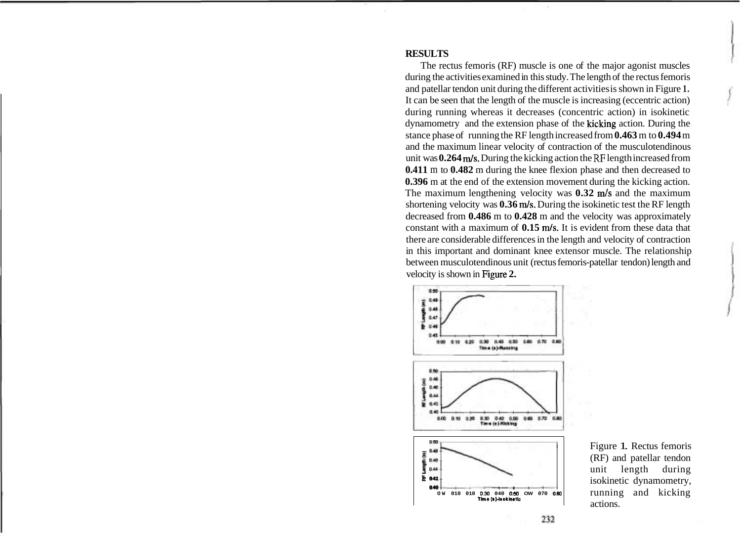**RESULTS**

The rectus femoris (RF) muscle is one of the major agonist muscles during the activities examined in this study. The length of the rectus femoris and patellar tendon unit during the different activities is shown in Figure **1.** It can be seen that the length of the muscle is increasing (eccentric action) during running whereas it decreases (concentric action) in isokinetic dynamometry and the extension phase of the kicking action. During the stance phase of running the RF length increased from **0.463** m to **0.494** m and the maximum linear velocity of contraction of the musculotendinous unit was **0.264** m/s. During the kicking action the RF length increased from **0.411** m to **0.482** m during the knee flexion phase and then decreased to **0.396** m at the end of the extension movement during the kicking action. The maximum lengthening velocity was **0.32** m/s and the maximum shortening velocity was **0.36** m/s. During the isokinetic test the RF length decreased from **0.486** m to **0.428** m and the velocity was approximately constant with a maximum of **0.15** m/s. It is evident from these data that there are considerable differences in the length and velocity of contraction in this important and dominant knee extensor muscle. The relationship between musculotendinous unit (rectus femoris-patellar tendon) length and velocity is shown in Figure **2.**

Figure **1.** Rectus femoris (RF) and patellar tendon unit length during isokinetic dynamometry, running and kicking actions.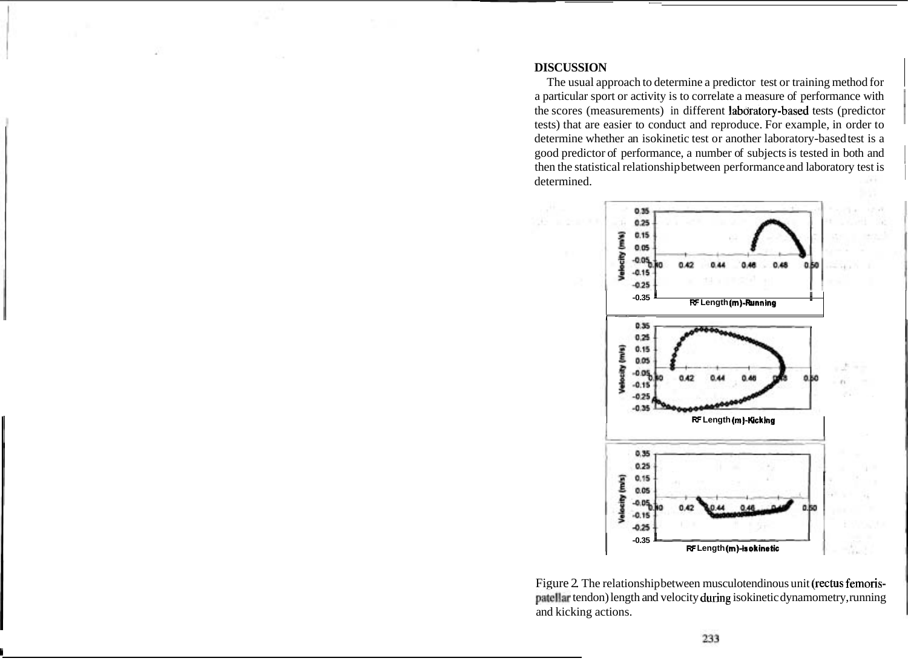## DISCUSSION

The usual approach to determine a predictor test or training method for a particular sport or activity is to correlate a measure of performance with the scores (measurements) in different laboratory-based tests (predictor tests) that are easier to conduct and reproduce. For example, in order to determine whether an isokinetic test or another laboratory-based test is a good predictor of performance, a number of subjects is tested in both and then the statistical relationship between performance and laboratory test is determined.

Figure 2. The relationship between musculotendinous unit (rectus femoris-patellar tendon) length and velocity during isokinetic dynamometry, running and kicking actions.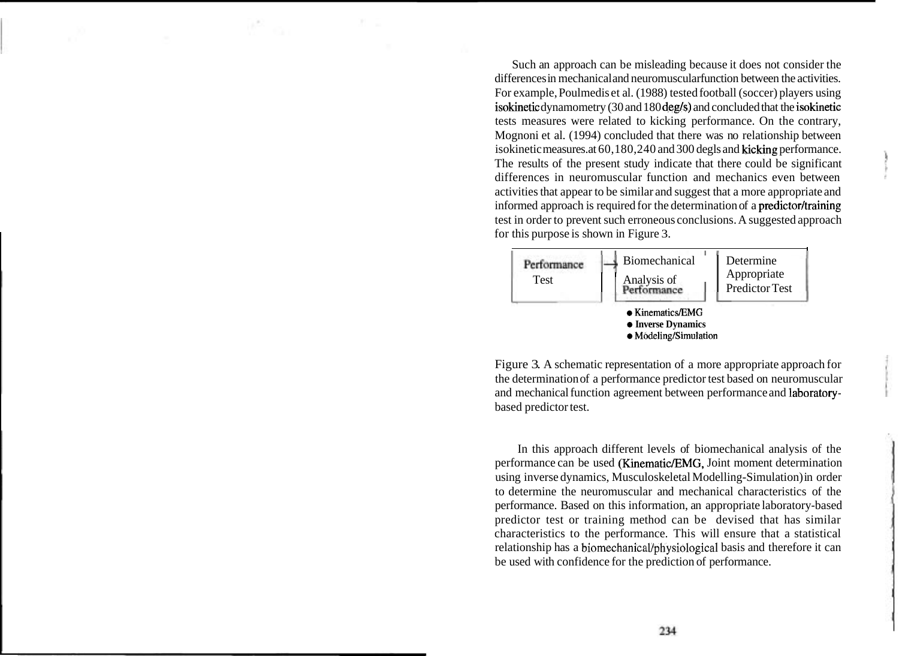Such an approach can be misleading because it does not consider the differences in mechanical and neuromuscular function between the activities. For example, Poulmedis et al. (1988) tested football (soccer) players using isokinetic dynamometry (30 and 180 deg/s) and concluded that the isokinetic tests measures were related to kicking performance. On the contrary, Mognoni et al. (1994) concluded that there was no relationship between isokinetic measures.at 60,180,240 and 300 degls and kicking performance. The results of the present study indicate that there could be significant differences in neuromuscular function and mechanics even between activities that appear to be similar and suggest that a more appropriate and informed approach is required for the determination of a predictor/training test in order to prevent such erroneous conclusions. A suggested approach for this purpose is shown in Figure 3.

| Performance Test | → Biomechanical Analysis of Performance | Determine Appropriate Predictor Test |
| --- | --- | --- |
| | • Kinematics/EMG<br>• Inverse Dynamics<br>• Modeling/Simulation | |

Figure 3. A schematic representation of a more appropriate approach for the determination of a performance predictor test based on neuromuscular and mechanical function agreement between performance and laboratory-based predictor test.

In this approach different levels of biomechanical analysis of the performance can be used (Kinematic/EMG, Joint moment determination using inverse dynamics, Musculoskeletal Modelling-Simulation) in order to determine the neuromuscular and mechanical characteristics of the performance. Based on this information, an appropriate laboratory-based predictor test or training method can be devised that has similar characteristics to the performance. This will ensure that a statistical relationship has a biomechanical/physiological basis and therefore it can be used with confidence for the prediction of performance.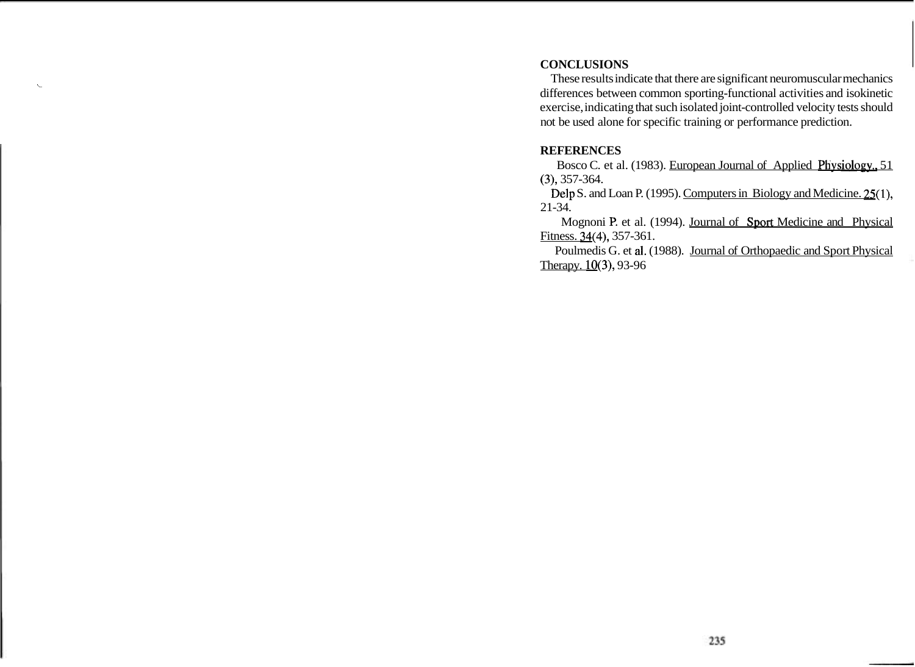## CONCLUSIONS

These results indicate that there are significant neuromuscular mechanics differences between common sporting-functional activities and isokinetic exercise, indicating that such isolated joint-controlled velocity tests should not be used alone for specific training or performance prediction.

## REFERENCES

Bosco C. et al. (1983). European Journal of Applied Physiology., 51 (3), 357-364.

Delp S. and Loan P. (1995). Computers in Biology and Medicine. 25(1), 21-34.

Mognoni P. et al. (1994). Journal of Sport Medicine and Physical Fitness. 34(4), 357-361.

Poulmedis G. et al. (1988). Journal of Orthopaedic and Sport Physical Therapy. 10(3), 93-96